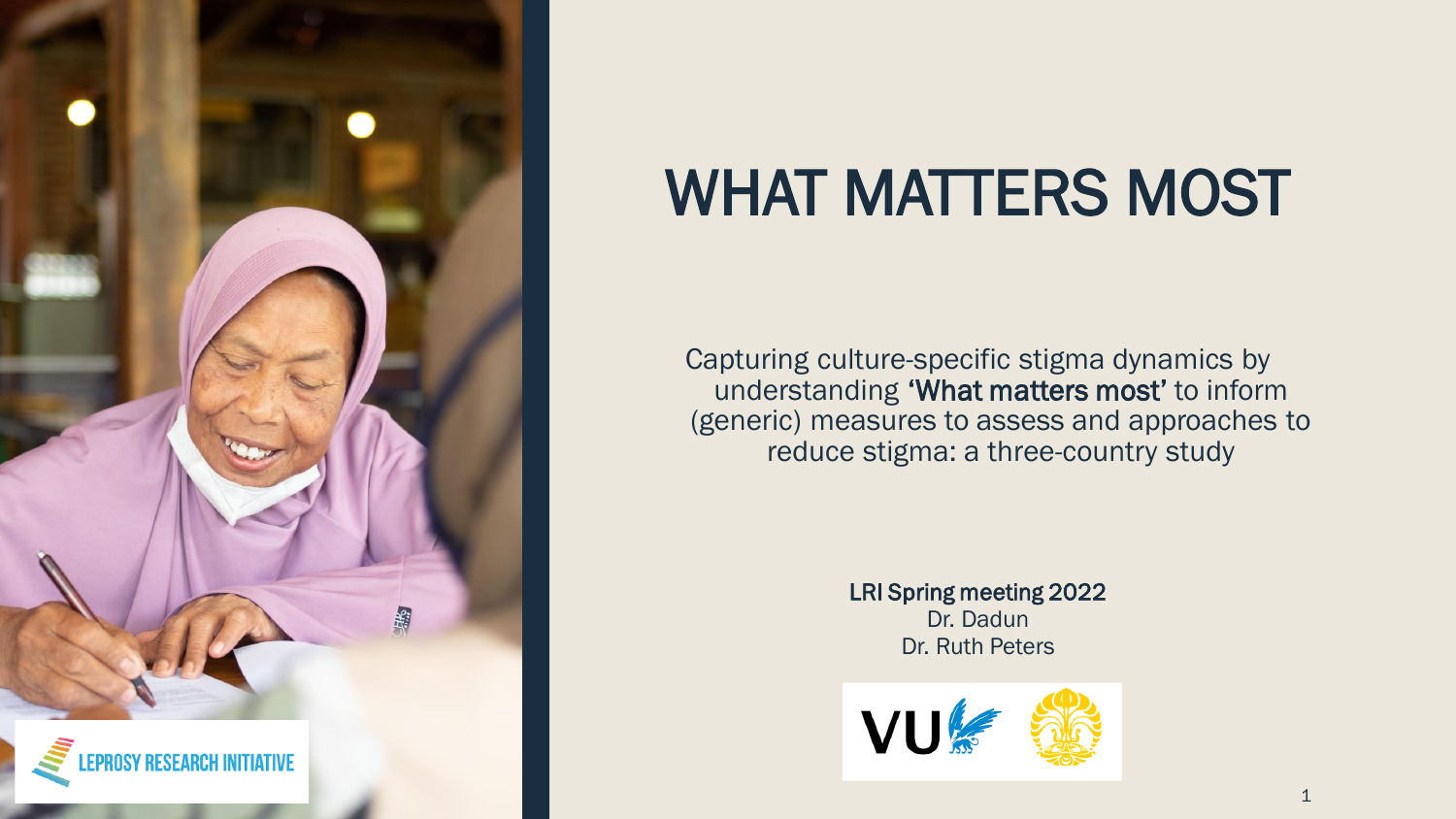# WHAT MATTERS MOST

Capturing culture-specific stigma dynamics by understanding **'What matters most'** to inform (generic) measures to assess and approaches to reduce stigma: a three-country study

**LRI Spring meeting 2022**
Dr. Dadun
Dr. Ruth Peters

LEPROSY RESEARCH INITIATIVE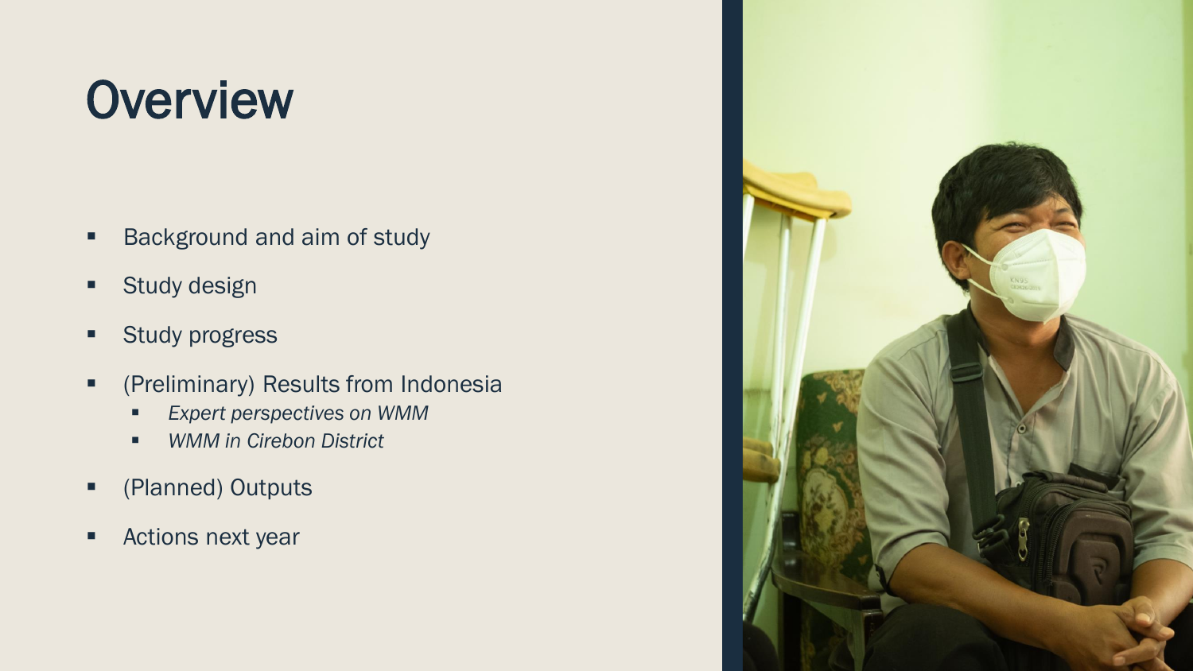# Overview

- Background and aim of study
- Study design
- Study progress
- (Preliminary) Results from Indonesia
  - *Expert perspectives on WMM*
  - *WMM in Cirebon District*
- (Planned) Outputs
- Actions next year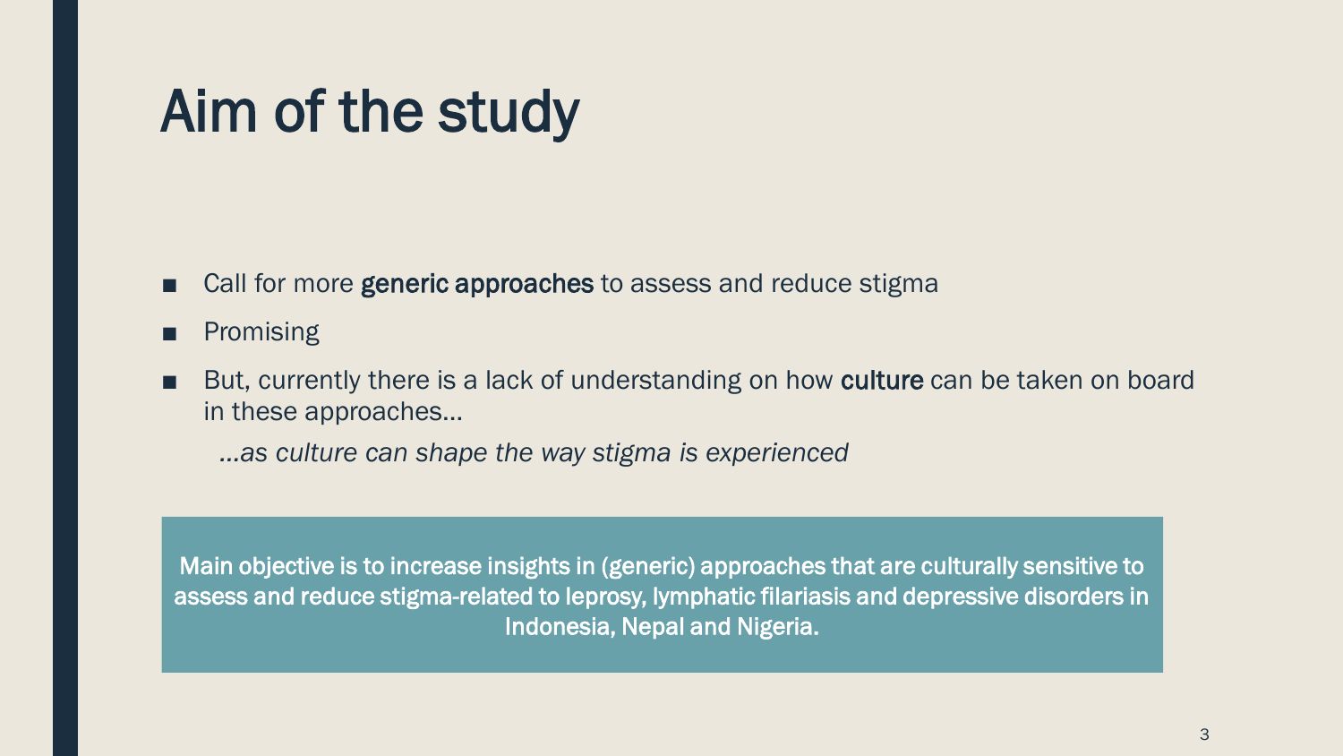# Aim of the study

- Call for more **generic approaches** to assess and reduce stigma
- Promising
- But, currently there is a lack of understanding on how **culture** can be taken on board in these approaches…

  *…as culture can shape the way stigma is experienced*

Main objective is to increase insights in (generic) approaches that are culturally sensitive to assess and reduce stigma-related to leprosy, lymphatic filariasis and depressive disorders in Indonesia, Nepal and Nigeria.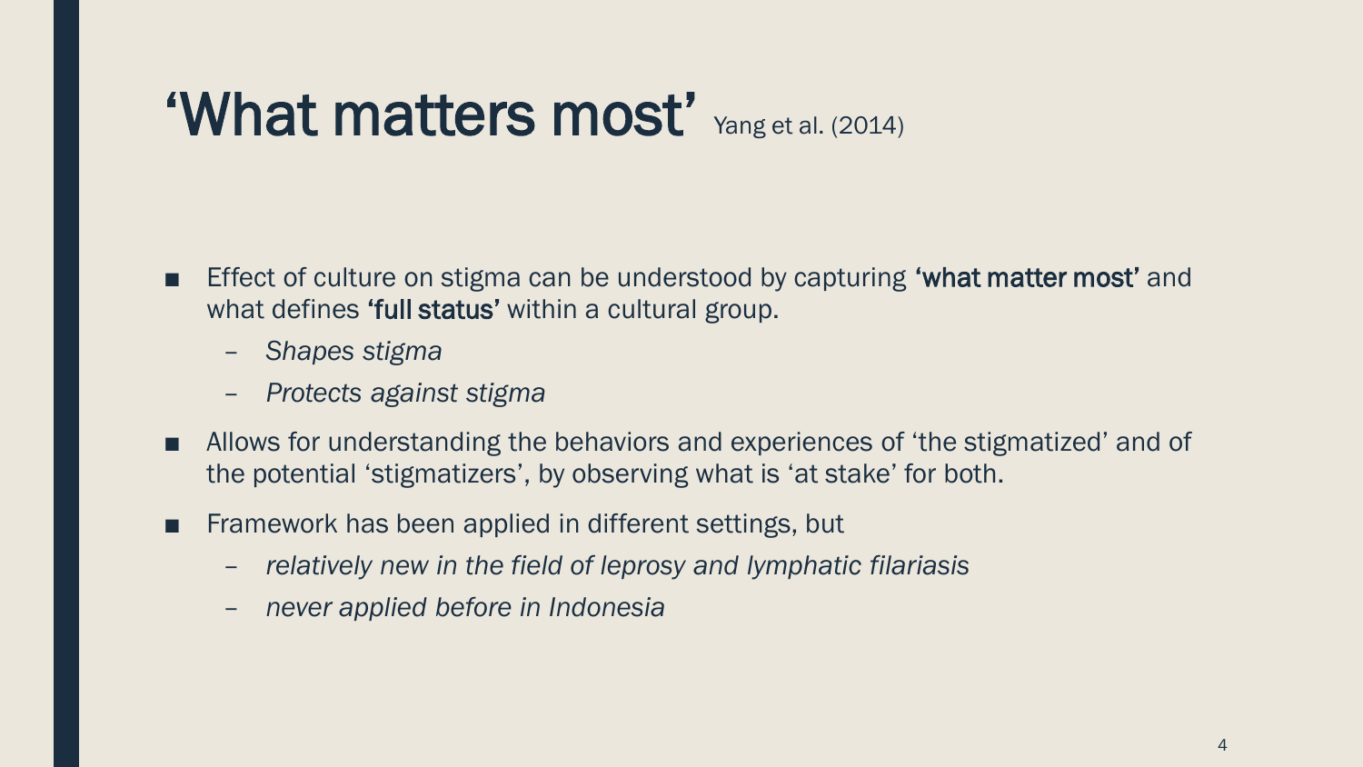# 'What matters most' Yang et al. (2014)

- Effect of culture on stigma can be understood by capturing **'what matter most'** and what defines **'full status'** within a cultural group.
  - *Shapes stigma*
  - *Protects against stigma*
- Allows for understanding the behaviors and experiences of 'the stigmatized' and of the potential 'stigmatizers', by observing what is 'at stake' for both.
- Framework has been applied in different settings, but
  - *relatively new in the field of leprosy and lymphatic filariasis*
  - *never applied before in Indonesia*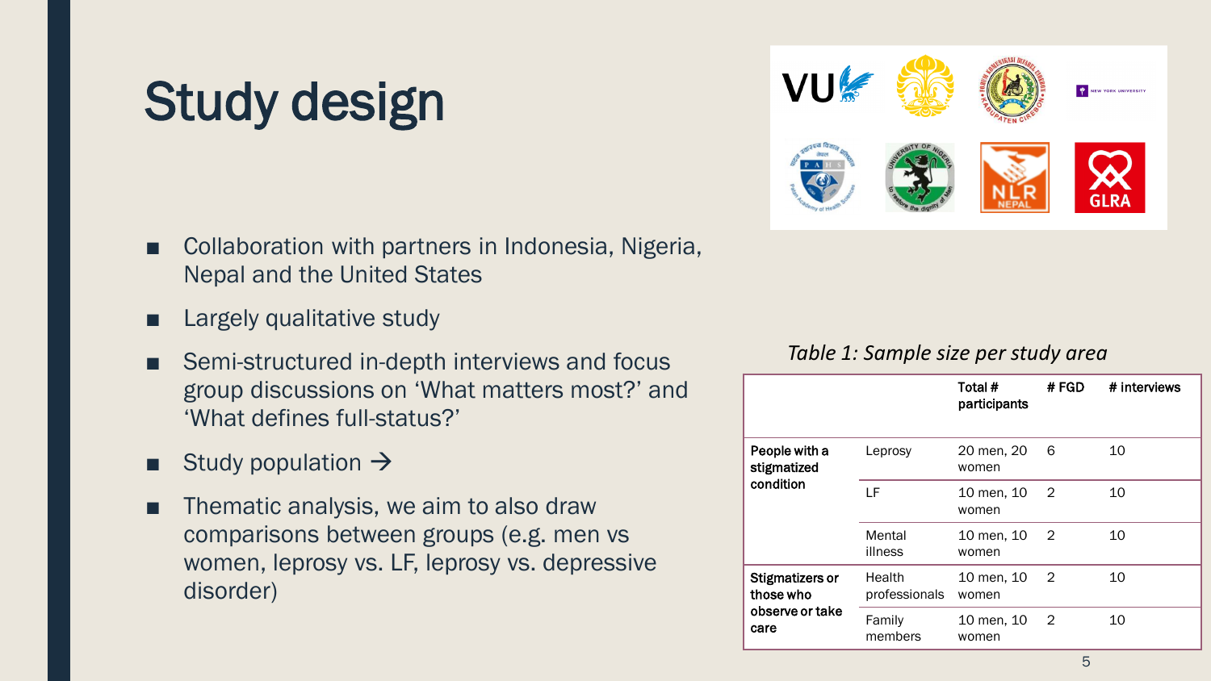# Study design

- Collaboration with partners in Indonesia, Nigeria, Nepal and the United States
- Largely qualitative study
- Semi-structured in-depth interviews and focus group discussions on 'What matters most?' and 'What defines full-status?'
- Study population →
- Thematic analysis, we aim to also draw comparisons between groups (e.g. men vs women, leprosy vs. LF, leprosy vs. depressive disorder)

*Table 1: Sample size per study area*

| | | Total # participants | # FGD | # interviews |
|---|---|---|---|---|
| **People with a stigmatized condition** | Leprosy | 20 men, 20 women | 6 | 10 |
| | LF | 10 men, 10 women | 2 | 10 |
| | Mental illness | 10 men, 10 women | 2 | 10 |
| **Stigmatizers or those who observe or take care** | Health professionals | 10 men, 10 women | 2 | 10 |
| | Family members | 10 men, 10 women | 2 | 10 |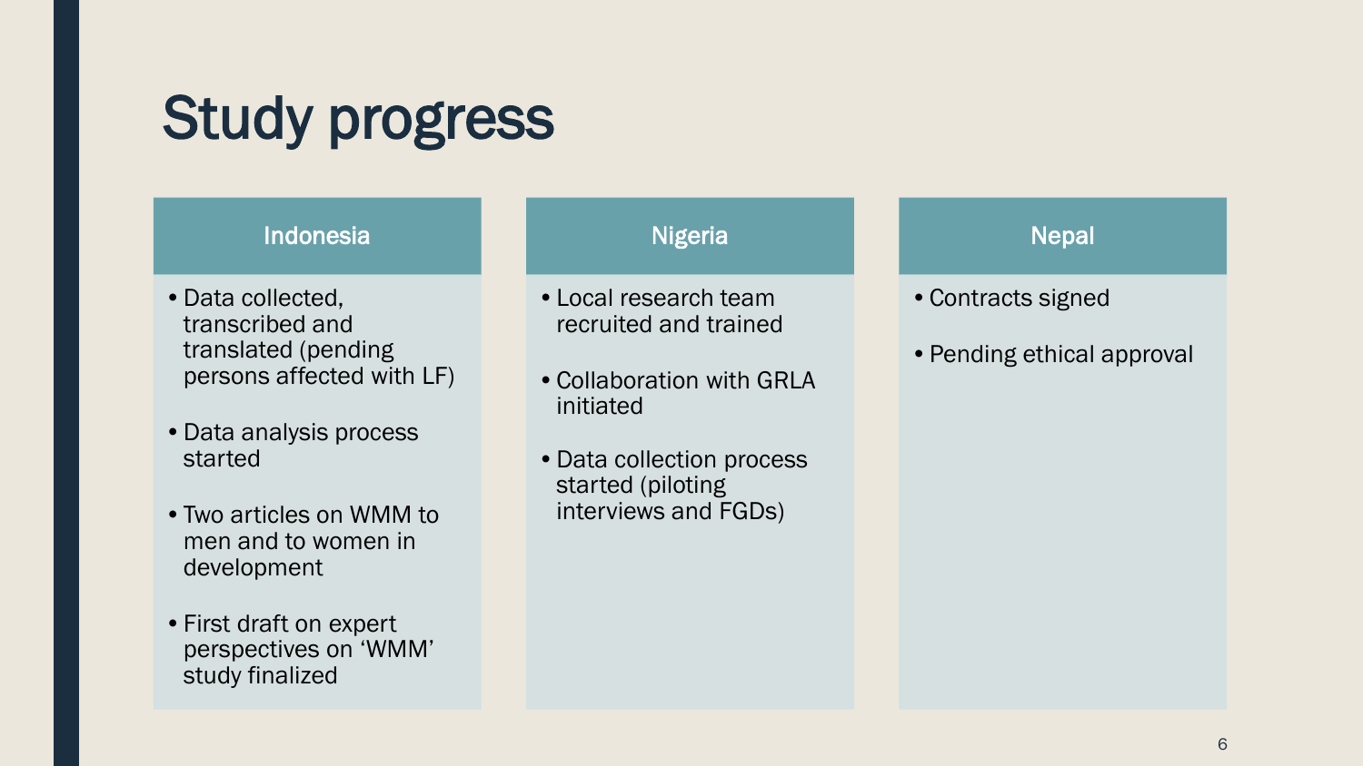# Study progress

## Indonesia

- Data collected, transcribed and translated (pending persons affected with LF)
- Data analysis process started
- Two articles on WMM to men and to women in development
- First draft on expert perspectives on 'WMM' study finalized

## Nigeria

- Local research team recruited and trained
- Collaboration with GRLA initiated
- Data collection process started (piloting interviews and FGDs)

## Nepal

- Contracts signed
- Pending ethical approval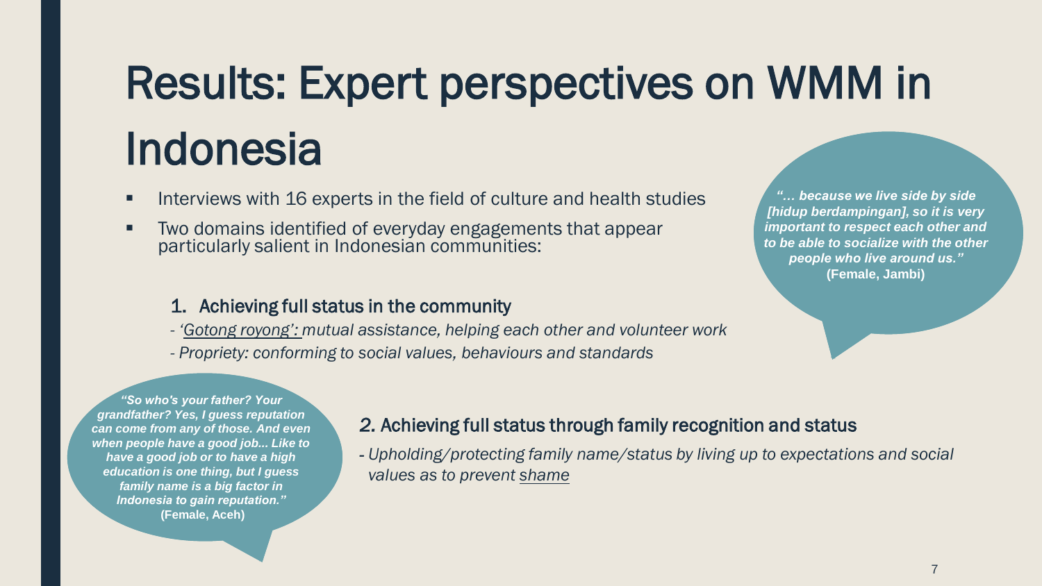# Results: Expert perspectives on WMM in Indonesia

- Interviews with 16 experts in the field of culture and health studies
- Two domains identified of everyday engagements that appear particularly salient in Indonesian communities:

> ***"… because we live side by side [hidup berdampingan], so it is very important to respect each other and to be able to socialize with the other people who live around us."*** **(Female, Jambi)**

### 1. Achieving full status in the community

- *'Gotong royong': mutual assistance, helping each other and volunteer work*
- *Propriety: conforming to social values, behaviours and standards*

> ***"So who's your father? Your grandfather? Yes, I guess reputation can come from any of those. And even when people have a good job... Like to have a good job or to have a high education is one thing, but I guess family name is a big factor in Indonesia to gain reputation."*** **(Female, Aceh)**

### *2.* Achieving full status through family recognition and status

- *Upholding/protecting family name/status by living up to expectations and social values as to prevent shame*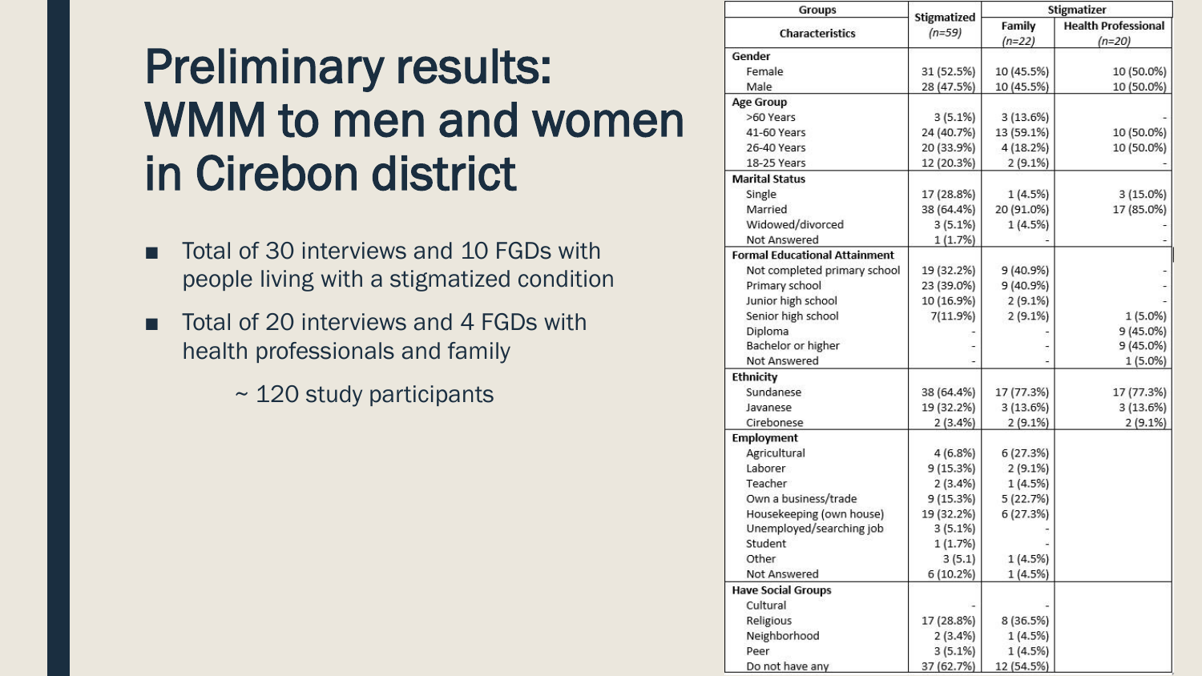# Preliminary results: WMM to men and women in Cirebon district

- Total of 30 interviews and 10 FGDs with people living with a stigmatized condition
- Total of 20 interviews and 4 FGDs with health professionals and family

  ~ 120 study participants

| Groups / Characteristics | Stigmatized (n=59) | Stigmatizer: Family (n=22) | Stigmatizer: Health Professional (n=20) |
|---|---|---|---|
| **Gender** | | | |
| Female | 31 (52.5%) | 10 (45.5%) | 10 (50.0%) |
| Male | 28 (47.5%) | 10 (45.5%) | 10 (50.0%) |
| **Age Group** | | | |
| >60 Years | 3 (5.1%) | 3 (13.6%) | - |
| 41-60 Years | 24 (40.7%) | 13 (59.1%) | 10 (50.0%) |
| 26-40 Years | 20 (33.9%) | 4 (18.2%) | 10 (50.0%) |
| 18-25 Years | 12 (20.3%) | 2 (9.1%) | - |
| **Marital Status** | | | |
| Single | 17 (28.8%) | 1 (4.5%) | 3 (15.0%) |
| Married | 38 (64.4%) | 20 (91.0%) | 17 (85.0%) |
| Widowed/divorced | 3 (5.1%) | 1 (4.5%) | - |
| Not Answered | 1 (1.7%) | - | - |
| **Formal Educational Attainment** | | | |
| Not completed primary school | 19 (32.2%) | 9 (40.9%) | - |
| Primary school | 23 (39.0%) | 9 (40.9%) | - |
| Junior high school | 10 (16.9%) | 2 (9.1%) | - |
| Senior high school | 7(11.9%) | 2 (9.1%) | 1 (5.0%) |
| Diploma | - | - | 9 (45.0%) |
| Bachelor or higher | - | - | 9 (45.0%) |
| Not Answered | - | - | 1 (5.0%) |
| **Ethnicity** | | | |
| Sundanese | 38 (64.4%) | 17 (77.3%) | 17 (77.3%) |
| Javanese | 19 (32.2%) | 3 (13.6%) | 3 (13.6%) |
| Cirebonese | 2 (3.4%) | 2 (9.1%) | 2 (9.1%) |
| **Employment** | | | |
| Agricultural | 4 (6.8%) | 6 (27.3%) | |
| Laborer | 9 (15.3%) | 2 (9.1%) | |
| Teacher | 2 (3.4%) | 1 (4.5%) | |
| Own a business/trade | 9 (15.3%) | 5 (22.7%) | |
| Housekeeping (own house) | 19 (32.2%) | 6 (27.3%) | |
| Unemployed/searching job | 3 (5.1%) | - | |
| Student | 1 (1.7%) | - | |
| Other | 3 (5.1) | 1 (4.5%) | |
| Not Answered | 6 (10.2%) | 1 (4.5%) | |
| **Have Social Groups** | | | |
| Cultural | - | - | |
| Religious | 17 (28.8%) | 8 (36.5%) | |
| Neighborhood | 2 (3.4%) | 1 (4.5%) | |
| Peer | 3 (5.1%) | 1 (4.5%) | |
| Do not have any | 37 (62.7%) | 12 (54.5%) | |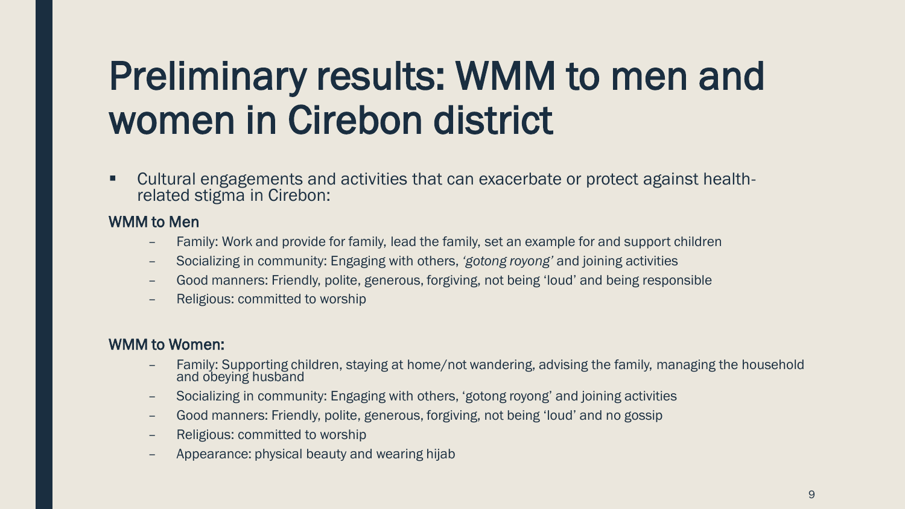# Preliminary results: WMM to men and women in Cirebon district

- Cultural engagements and activities that can exacerbate or protect against health-related stigma in Cirebon:

**WMM to Men**

- Family: Work and provide for family, lead the family, set an example for and support children
- Socializing in community: Engaging with others, *'gotong royong'* and joining activities
- Good manners: Friendly, polite, generous, forgiving, not being 'loud' and being responsible
- Religious: committed to worship

**WMM to Women:**

- Family: Supporting children, staying at home/not wandering, advising the family, managing the household and obeying husband
- Socializing in community: Engaging with others, 'gotong royong' and joining activities
- Good manners: Friendly, polite, generous, forgiving, not being 'loud' and no gossip
- Religious: committed to worship
- Appearance: physical beauty and wearing hijab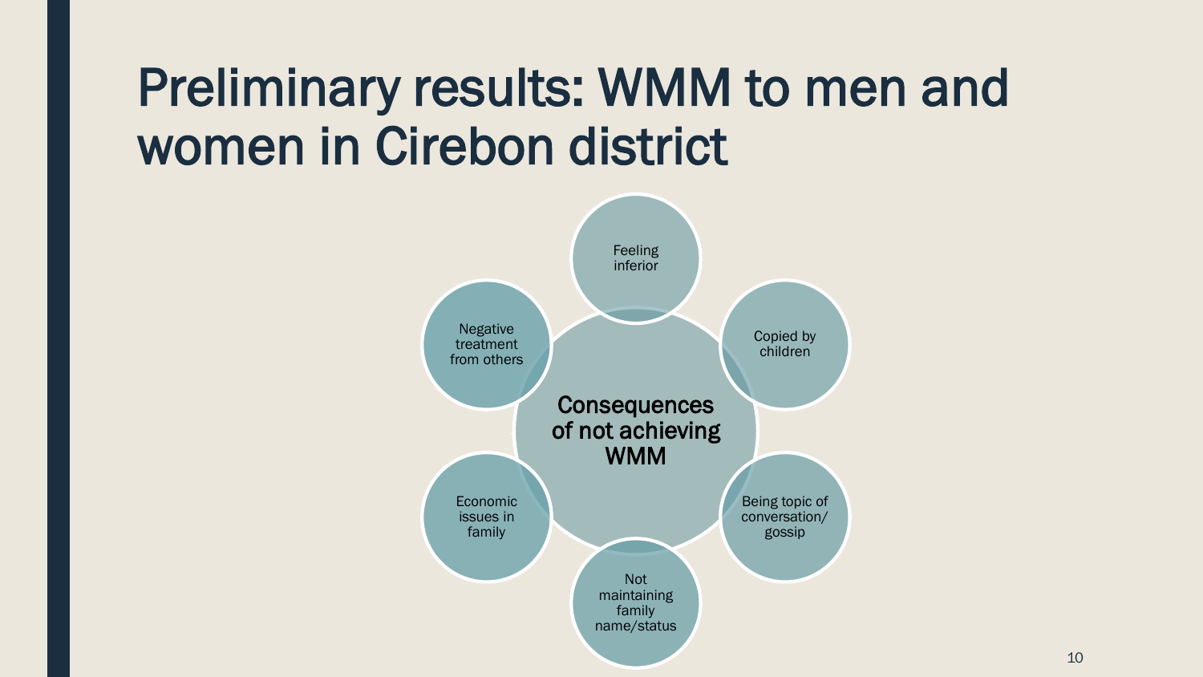# Preliminary results: WMM to men and women in Cirebon district

Consequences of not achieving WMM

Feeling inferior

Copied by children

Being topic of conversation/ gossip

Not maintaining family name/status

Economic issues in family

Negative treatment from others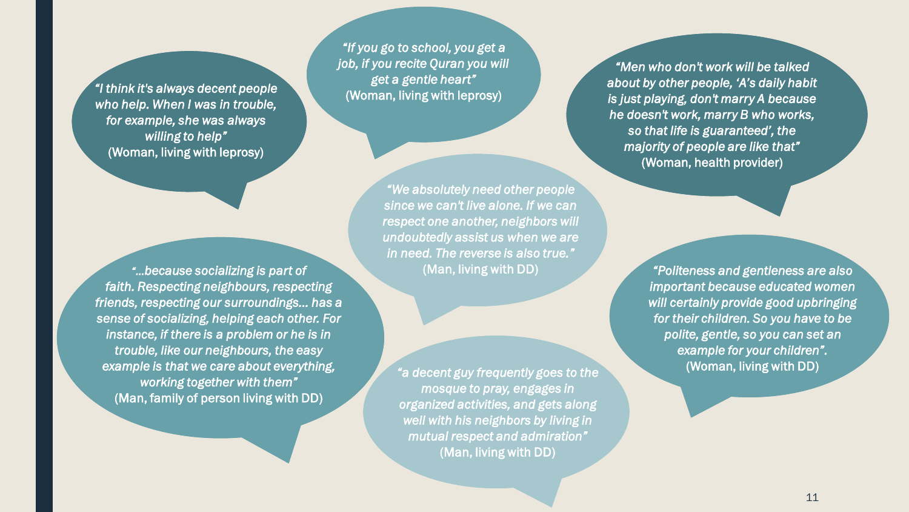*"I think it's always decent people who help. When I was in trouble, for example, she was always willing to help"*
(Woman, living with leprosy)

*"If you go to school, you get a job, if you recite Quran you will get a gentle heart"*
(Woman, living with leprosy)

*"Men who don't work will be talked about by other people, 'A's daily habit is just playing, don't marry A because he doesn't work, marry B who works, so that life is guaranteed', the majority of people are like that"*
(Woman, health provider)

*"We absolutely need other people since we can't live alone. If we can respect one another, neighbors will undoubtedly assist us when we are in need. The reverse is also true."*
(Man, living with DD)

*"...because socializing is part of faith. Respecting neighbours, respecting friends, respecting our surroundings... has a sense of socializing, helping each other. For instance, if there is a problem or he is in trouble, like our neighbours, the easy example is that we care about everything, working together with them"*
(Man, family of person living with DD)

*"Politeness and gentleness are also important because educated women will certainly provide good upbringing for their children. So you have to be polite, gentle, so you can set an example for your children".*
(Woman, living with DD)

*"a decent guy frequently goes to the mosque to pray, engages in organized activities, and gets along well with his neighbors by living in mutual respect and admiration"*
(Man, living with DD)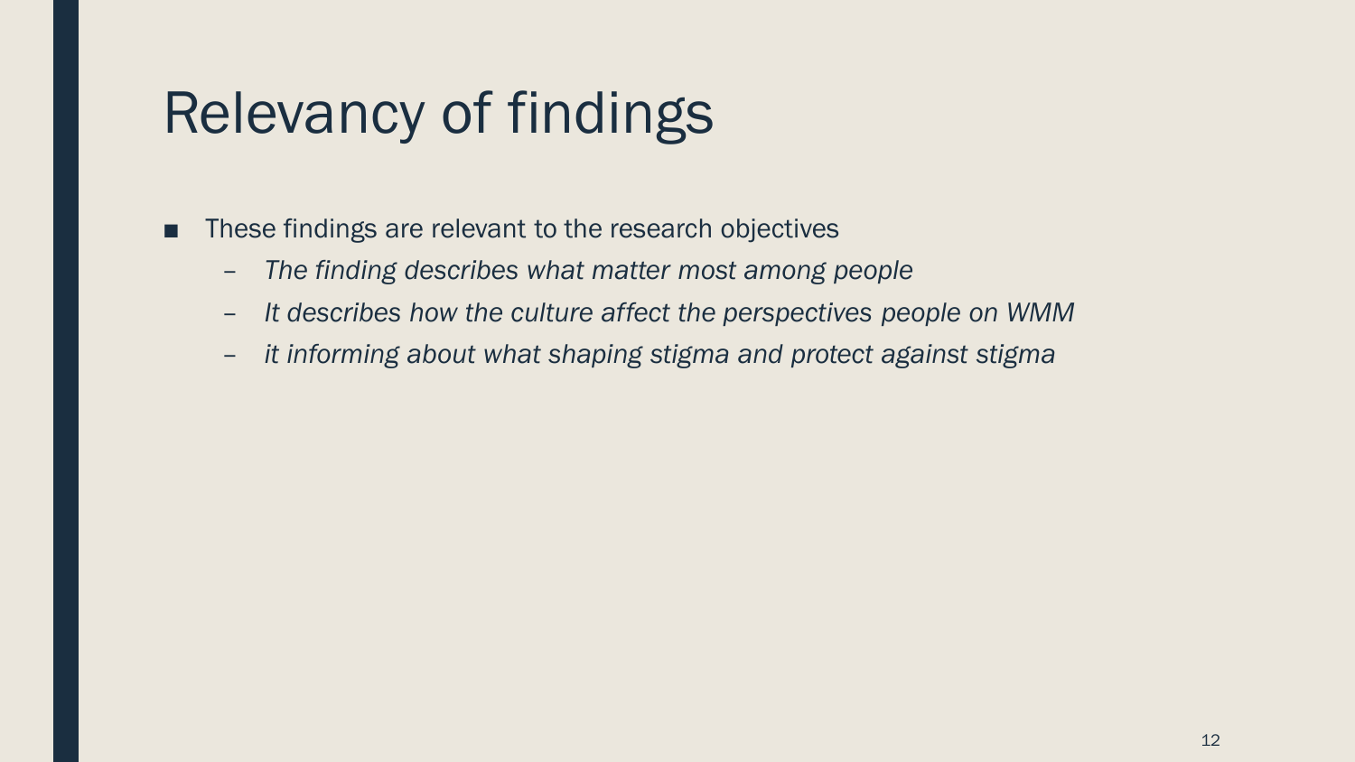# Relevancy of findings

- These findings are relevant to the research objectives
  - *The finding describes what matter most among people*
  - *It describes how the culture affect the perspectives people on WMM*
  - *it informing about what shaping stigma and protect against stigma*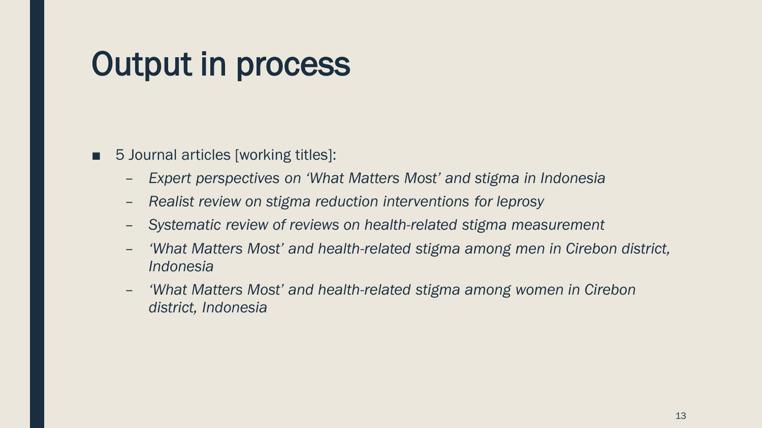# Output in process

- 5 Journal articles [working titles]:
  - *Expert perspectives on 'What Matters Most' and stigma in Indonesia*
  - *Realist review on stigma reduction interventions for leprosy*
  - *Systematic review of reviews on health-related stigma measurement*
  - *'What Matters Most' and health-related stigma among men in Cirebon district, Indonesia*
  - *'What Matters Most' and health-related stigma among women in Cirebon district, Indonesia*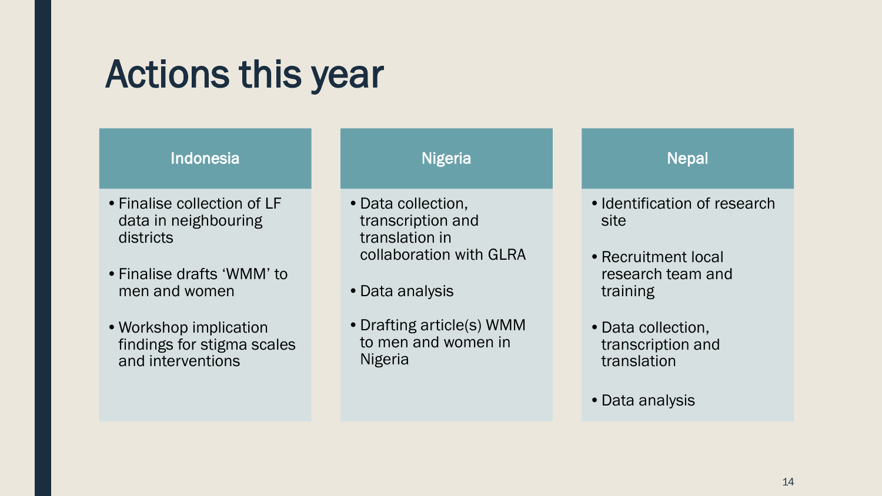# Actions this year

## Indonesia

- Finalise collection of LF data in neighbouring districts
- Finalise drafts 'WMM' to men and women
- Workshop implication findings for stigma scales and interventions

## Nigeria

- Data collection, transcription and translation in collaboration with GLRA
- Data analysis
- Drafting article(s) WMM to men and women in Nigeria

## Nepal

- Identification of research site
- Recruitment local research team and training
- Data collection, transcription and translation
- Data analysis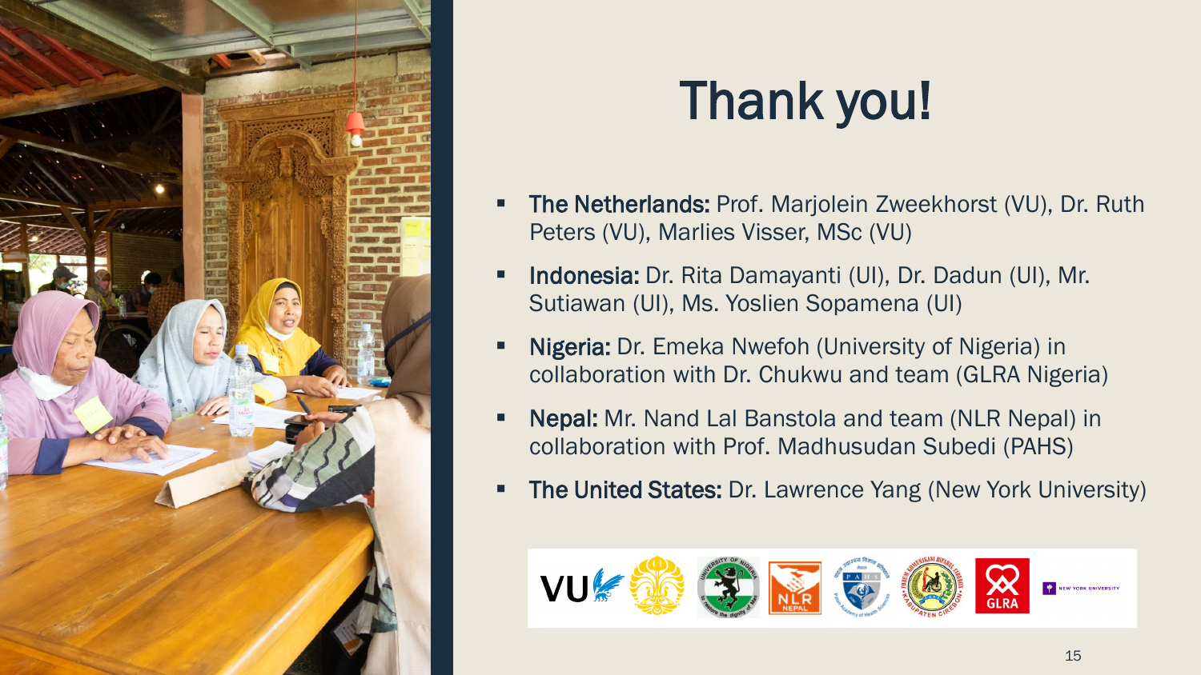# Thank you!

- **The Netherlands:** Prof. Marjolein Zweekhorst (VU), Dr. Ruth Peters (VU), Marlies Visser, MSc (VU)
- **Indonesia:** Dr. Rita Damayanti (UI), Dr. Dadun (UI), Mr. Sutiawan (UI), Ms. Yoslien Sopamena (UI)
- **Nigeria:** Dr. Emeka Nwefoh (University of Nigeria) in collaboration with Dr. Chukwu and team (GLRA Nigeria)
- **Nepal:** Mr. Nand Lal Banstola and team (NLR Nepal) in collaboration with Prof. Madhusudan Subedi (PAHS)
- **The United States:** Dr. Lawrence Yang (New York University)